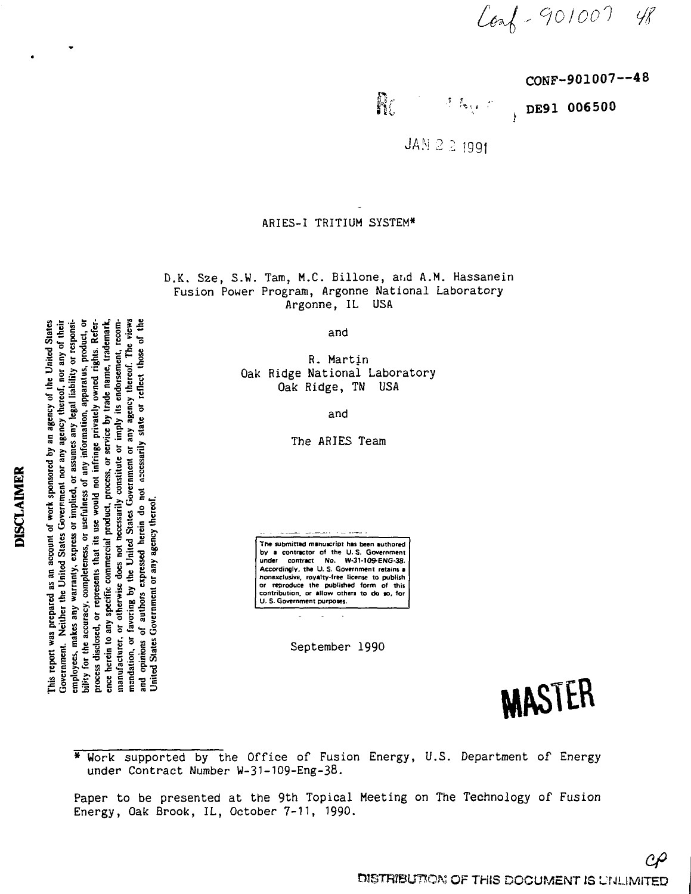Conf-901007 48

CONF-901007--48

DE91 006500

JAN 2 2 1991

# ARIES-I TRITIUM SYSTEM*

D.K. Sze, S.W. Tam, M.C. Billone, and A.M. Hassanein
Fusion Power Program, Argonne National Laboratory
Argonne, IL USA

and

R. Martin
Oak Ridge National Laboratory
Oak Ridge, TN USA

and

The ARIES Team

**DISCLAIMER**

This report was prepared as an account of work sponsored by an agency of the United States Government. Neither the United States Government nor any agency thereof, nor any of their employees, makes any warranty, express or implied, or assumes any legal liability or responsibility for the accuracy, completeness, or usefulness of any information, apparatus, product, or process disclosed, or represents that its use would not infringe privately owned rights. Reference herein to any specific commercial product, process, or service by trade name, trademark, manufacturer, or otherwise does not necessarily constitute or imply its endorsement, recommendation, or favoring by the United States Government or any agency thereof. The views and opinions of authors expressed herein do not necessarily state or reflect those of the United States Government or any agency thereof.

The submitted manuscript has been authored by a contractor of the U.S. Government under contract No. W-31-109-ENG-38. Accordingly, the U.S. Government retains a nonexclusive, royalty-free license to publish or reproduce the published form of this contribution, or allow others to do so, for U.S. Government purposes.

September 1990

MASTER

* Work supported by the Office of Fusion Energy, U.S. Department of Energy under Contract Number W-31-109-Eng-38.

Paper to be presented at the 9th Topical Meeting on The Technology of Fusion Energy, Oak Brook, IL, October 7-11, 1990.

DISTRIBUTION OF THIS DOCUMENT IS UNLIMITED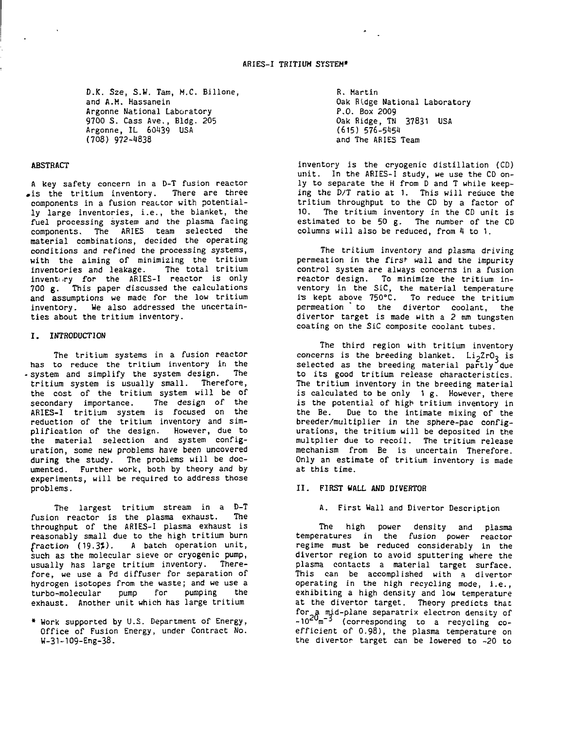# ARIES-I TRITIUM SYSTEM*

D.K. Sze, S.W. Tam, M.C. Billone, and A.M. Hassanein
Argonne National Laboratory
9700 S. Cass Ave., Bldg. 205
Argonne, IL 60439 USA
(708) 972-4838

R. Martin
Oak Ridge National Laboratory
P.O. Box 2009
Oak Ridge, TN 37831 USA
(615) 576-5454
and The ARIES Team

## ABSTRACT

A key safety concern in a D-T fusion reactor is the tritium inventory. There are three components in a fusion reactor with potentially large inventories, i.e., the blanket, the fuel processing system and the plasma facing components. The ARIES team selected the material combinations, decided the operating conditions and refined the processing systems, with the aiming of minimizing the tritium inventories and leakage. The total tritium inventory for the ARIES-I reactor is only 700 g. This paper discussed the calculations and assumptions we made for the low tritium inventory. We also addressed the uncertainties about the tritium inventory.

## I. INTRODUCTION

The tritium systems in a fusion reactor has to reduce the tritium inventory in the system and simplify the system design. The tritium system is usually small. Therefore, the cost of the tritium system will be of secondary importance. The design of the ARIES-I tritium system is focused on the reduction of the tritium inventory and simplification of the design. However, due to the material selection and system configuration, some new problems have been uncovered during the study. The problems will be documented. Further work, both by theory and by experiments, will be required to address those problems.

The largest tritium stream in a D-T fusion reactor is the plasma exhaust. The throughput of the ARIES-I plasma exhaust is reasonably small due to the high tritium burn fraction (19.3%). A batch operation unit, such as the molecular sieve or cryogenic pump, usually has large tritium inventory. Therefore, we use a Pd diffuser for separation of hydrogen isotopes from the waste; and we use a turbo-molecular pump for pumping the exhaust. Another unit which has large tritium inventory is the cryogenic distillation (CD) unit. In the ARIES-I study, we use the CD only to separate the H from D and T while keeping the D/T ratio at 1. This will reduce the tritium throughput to the CD by a factor of 10. The tritium inventory in the CD unit is estimated to be 50 g. The number of the CD columns will also be reduced, from 4 to 1.

The tritium inventory and plasma driving permeation in the first wall and the impurity control system are always concerns in a fusion reactor design. To minimize the tritium inventory in the SiC, the material temperature is kept above 750°C. To reduce the tritium permeation to the divertor coolant, the divertor target is made with a 2 mm tungsten coating on the SiC composite coolant tubes.

The third region with tritium inventory concerns is the breeding blanket. $Li_2ZrO_3$ is selected as the breeding material partly due to its good tritium release characteristics. The tritium inventory in the breeding material is calculated to be only 1 g. However, there is the potential of high tritium inventory in the Be. Due to the intimate mixing of the breeder/multiplier in the sphere-pac configurations, the tritium will be deposited in the multplier due to recoil. The tritium release mechanism from Be is uncertain Therefore. Only an estimate of tritium inventory is made at this time.

## II. FIRST WALL AND DIVERTOR

### A. First Wall and Divertor Description

The high power density and plasma temperatures in the fusion power reactor regime must be reduced considerably in the divertor region to avoid sputtering where the plasma contacts a material target surface. This can be accomplished with a divertor operating in the high recycling mode, i.e., exhibiting a high density and low temperature at the divertor target. Theory predicts that for a mid-plane separatrix electron density of $\sim 10^{20} m^{-3}$ (corresponding to a recycling coefficient of 0.98), the plasma temperature on the divertor target can be lowered to ~20 to

* Work supported by U.S. Department of Energy, Office of Fusion Energy, under Contract No. W-31-109-Eng-38.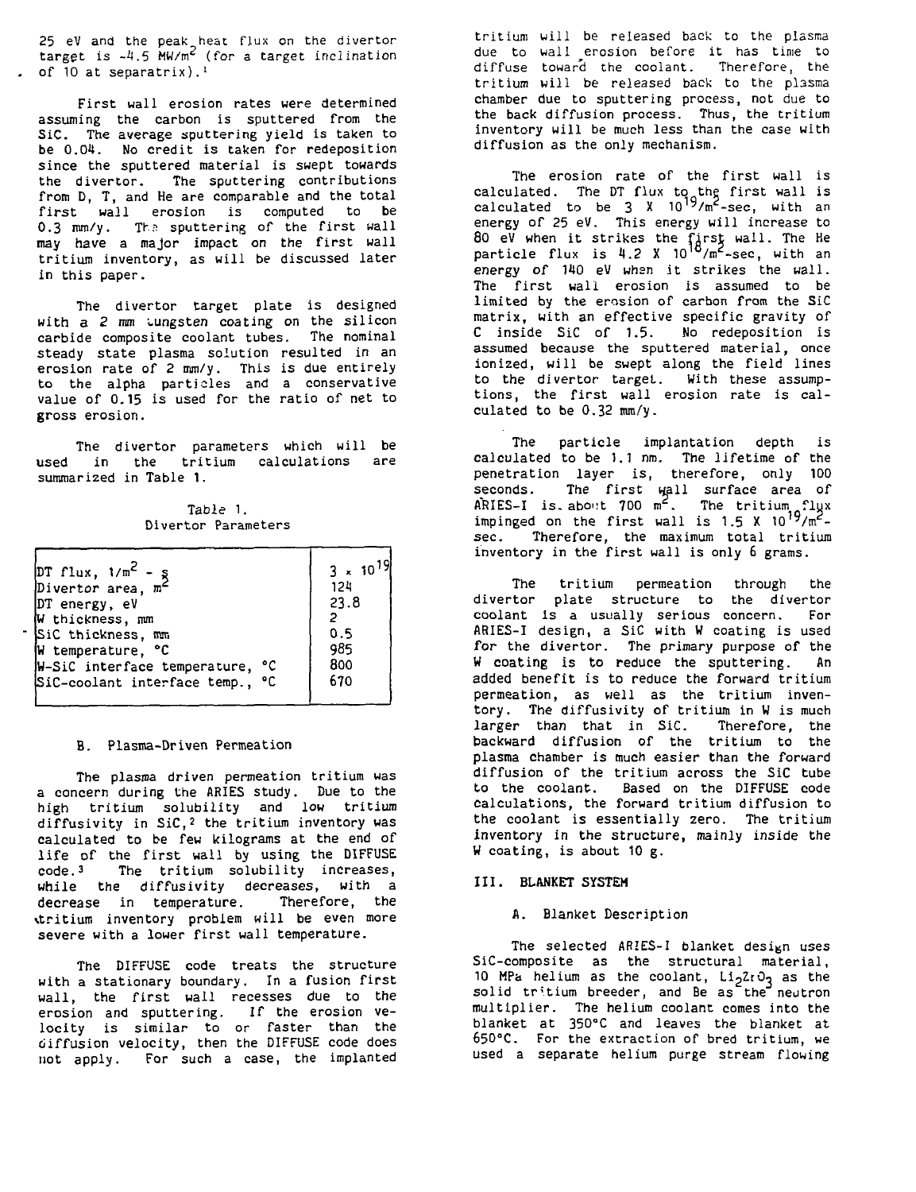25 eV and the peak heat flux on the divertor target is ~4.5 $MW/m^2$ (for a target inclination of 10 at separatrix).[1]

First wall erosion rates were determined assuming the carbon is sputtered from the SiC. The average sputtering yield is taken to be 0.04. No credit is taken for redeposition since the sputtered material is swept towards the divertor. The sputtering contributions from D, T, and He are comparable and the total first wall erosion is computed to be 0.3 mm/y. The sputtering of the first wall may have a major impact on the first wall tritium inventory, as will be discussed later in this paper.

The divertor target plate is designed with a 2 mm tungsten coating on the silicon carbide composite coolant tubes. The nominal steady state plasma solution resulted in an erosion rate of 2 mm/y. This is due entirely to the alpha particles and a conservative value of 0.15 is used for the ratio of net to gross erosion.

The divertor parameters which will be used in the tritium calculations are summarized in Table 1.

Table 1.
Divertor Parameters

| Parameter | Value |
|---|---|
| DT flux, $1/m^2 - s$ | $3 \times 10^{19}$ |
| Divertor area, $m^2$ | 124 |
| DT energy, eV | 23.8 |
| W thickness, mm | 2 |
| SiC thickness, mm | 0.5 |
| W temperature, °C | 985 |
| W-SiC interface temperature, °C | 800 |
| SiC-coolant interface temp., °C | 670 |

### B. Plasma-Driven Permeation

The plasma driven permeation tritium was a concern during the ARIES study. Due to the high tritium solubility and low tritium diffusivity in SiC,[2] the tritium inventory was calculated to be few kilograms at the end of life of the first wall by using the DIFFUSE code.[3] The tritium solubility increases, while the diffusivity decreases, with a decrease in temperature. Therefore, the tritium inventory problem will be even more severe with a lower first wall temperature.

The DIFFUSE code treats the structure with a stationary boundary. In a fusion first wall, the first wall recesses due to the erosion and sputtering. If the erosion velocity is similar to or faster than the diffusion velocity, then the DIFFUSE code does not apply. For such a case, the implanted tritium will be released back to the plasma due to wall erosion before it has time to diffuse toward the coolant. Therefore, the tritium will be released back to the plasma chamber due to sputtering process, not due to the back diffusion process. Thus, the tritium inventory will be much less than the case with diffusion as the only mechanism.

The erosion rate of the first wall is calculated. The DT flux to the first wall is calculated to be $3 \times 10^{19}/m^2$-sec, with an energy of 25 eV. This energy will increase to 80 eV when it strikes the first wall. The He particle flux is $4.2 \times 10^{18}/m^2$-sec, with an energy of 140 eV when it strikes the wall. The first wall erosion is assumed to be limited by the erosion of carbon from the SiC matrix, with an effective specific gravity of C inside SiC of 1.5. No redeposition is assumed because the sputtered material, once ionized, will be swept along the field lines to the divertor target. With these assumptions, the first wall erosion rate is calculated to be 0.32 mm/y.

The particle implantation depth is calculated to be 1.1 nm. The lifetime of the penetration layer is, therefore, only 100 seconds. The first wall surface area of ARIES-I is about 700 $m^2$. The tritium flux impinged on the first wall is $1.5 \times 10^{19}/m^2$-sec. Therefore, the maximum total tritium inventory in the first wall is only 6 grams.

The tritium permeation through the divertor plate structure to the divertor coolant is a usually serious concern. For ARIES-I design, a SiC with W coating is used for the divertor. The primary purpose of the W coating is to reduce the sputtering. An added benefit is to reduce the forward tritium permeation, as well as the tritium inventory. The diffusivity of tritium in W is much larger than that in SiC. Therefore, the backward diffusion of the tritium to the plasma chamber is much easier than the forward diffusion of the tritium across the SiC tube to the coolant. Based on the DIFFUSE code calculations, the forward tritium diffusion to the coolant is essentially zero. The tritium inventory in the structure, mainly inside the W coating, is about 10 g.

## III. BLANKET SYSTEM

### A. Blanket Description

The selected ARIES-I blanket design uses SiC-composite as the structural material, 10 MPa helium as the coolant, $Li_2ZrO_3$ as the solid tritium breeder, and Be as the neutron multiplier. The helium coolant comes into the blanket at 350°C and leaves the blanket at 650°C. For the extraction of bred tritium, we used a separate helium purge stream flowing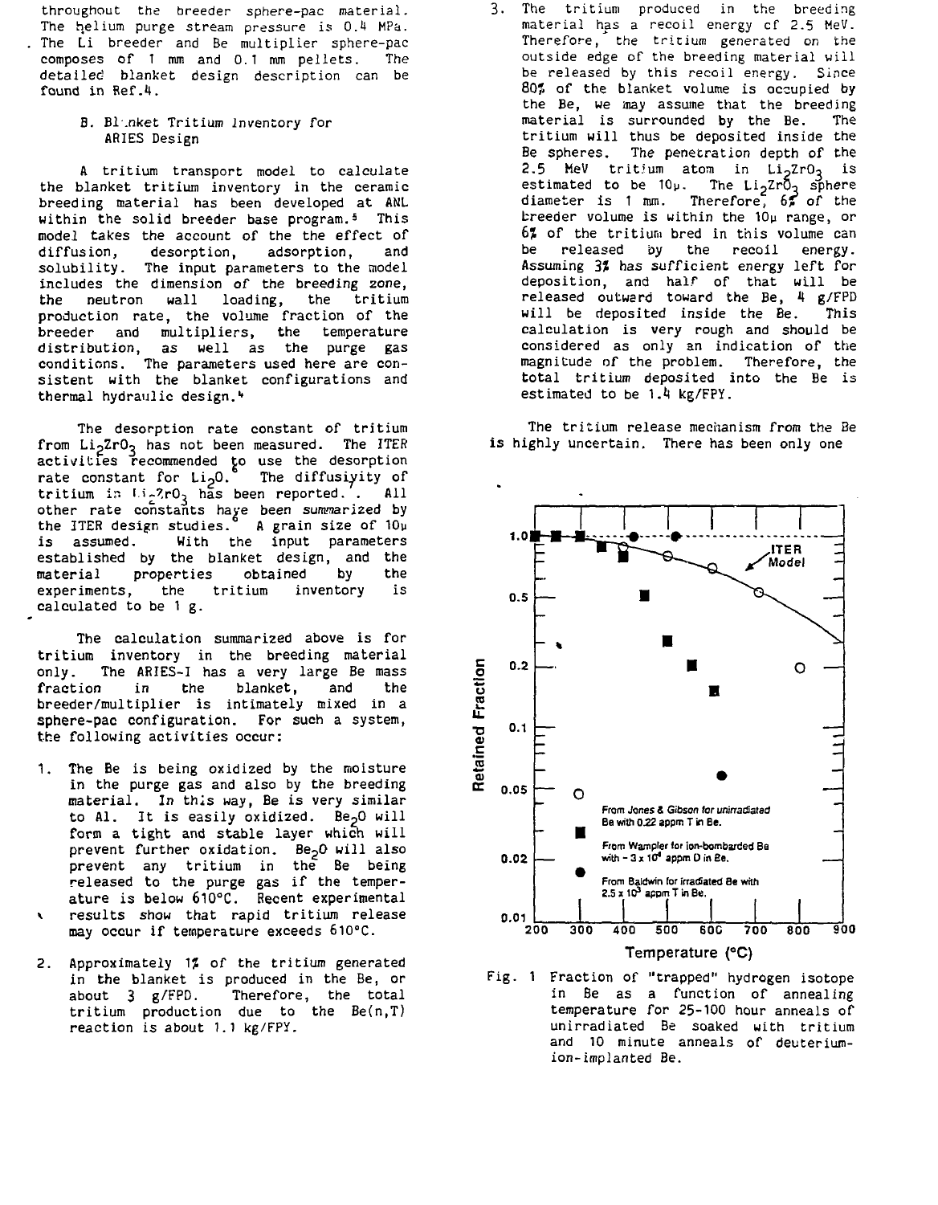throughout the breeder sphere-pac material. The helium purge stream pressure is 0.4 MPa. The Li breeder and Be multiplier sphere-pac composes of 1 mm and 0.1 mm pellets. The detailed blanket design description can be found in Ref.4.

### B. Blanket Tritium Inventory for ARIES Design

A tritium transport model to calculate the blanket tritium inventory in the ceramic breeding material has been developed at ANL within the solid breeder base program.[5] This model takes the account of the the effect of diffusion, desorption, adsorption, and solubility. The input parameters to the model includes the dimension of the breeding zone, the neutron wall loading, the tritium production rate, the volume fraction of the breeder and multipliers, the temperature distribution, as well as the purge gas conditions. The parameters used here are consistent with the blanket configurations and thermal hydraulic design.[4]

The desorption rate constant of tritium from $Li_2ZrO_3$ has not been measured. The ITER activities recommended to use the desorption rate constant for $Li_2O$.[6] The diffusivity of tritium in $Li_2ZrO_3$ has been reported.[7] All other rate constants have been summarized by the ITER design studies.[6] A grain size of 10μ is assumed. With the input parameters established by the blanket design, and the material properties obtained by the experiments, the tritium inventory is calculated to be 1 g.

The calculation summarized above is for tritium inventory in the breeding material only. The ARIES-I has a very large Be mass fraction in the blanket, and the breeder/multiplier is intimately mixed in a sphere-pac configuration. For such a system, the following activities occur:

1. The Be is being oxidized by the moisture in the purge gas and also by the breeding material. In this way, Be is very similar to Al. It is easily oxidized. $Be_2O$ will form a tight and stable layer which will prevent further oxidation. $Be_2O$ will also prevent any tritium in the Be being released to the purge gas if the temperature is below 610°C. Recent experimental results show that rapid tritium release may occur if temperature exceeds 610°C.

2. Approximately 1% of the tritium generated in the blanket is produced in the Be, or about 3 g/FPD. Therefore, the total tritium production due to the Be(n,T) reaction is about 1.1 kg/FPY.

3. The tritium produced in the breeding material has a recoil energy of 2.5 MeV. Therefore, the tritium generated on the outside edge of the breeding material will be released by this recoil energy. Since 80% of the blanket volume is occupied by the Be, we may assume that the breeding material is surrounded by the Be. The tritium will thus be deposited inside the Be spheres. The penetration depth of the 2.5 MeV tritium atom in $Li_2ZrO_3$ is estimated to be 10μ. The $Li_2ZrO_3$ sphere diameter is 1 mm. Therefore, 6% of the breeder volume is within the 10μ range, or 6% of the tritium bred in this volume can be released by the recoil energy. Assuming 3% has sufficient energy left for deposition, and half of that will be released outward toward the Be, 4 g/FPD will be deposited inside the Be. This calculation is very rough and should be considered as only an indication of the magnitude of the problem. Therefore, the total tritium deposited into the Be is estimated to be 1.4 kg/FPY.

The tritium release mechanism from the Be is highly uncertain. There has been only one

Fig. 1 Fraction of "trapped" hydrogen isotope in Be as a function of annealing temperature for 25-100 hour anneals of unirradiated Be soaked with tritium and 10 minute anneals of deuterium-ion-implanted Be.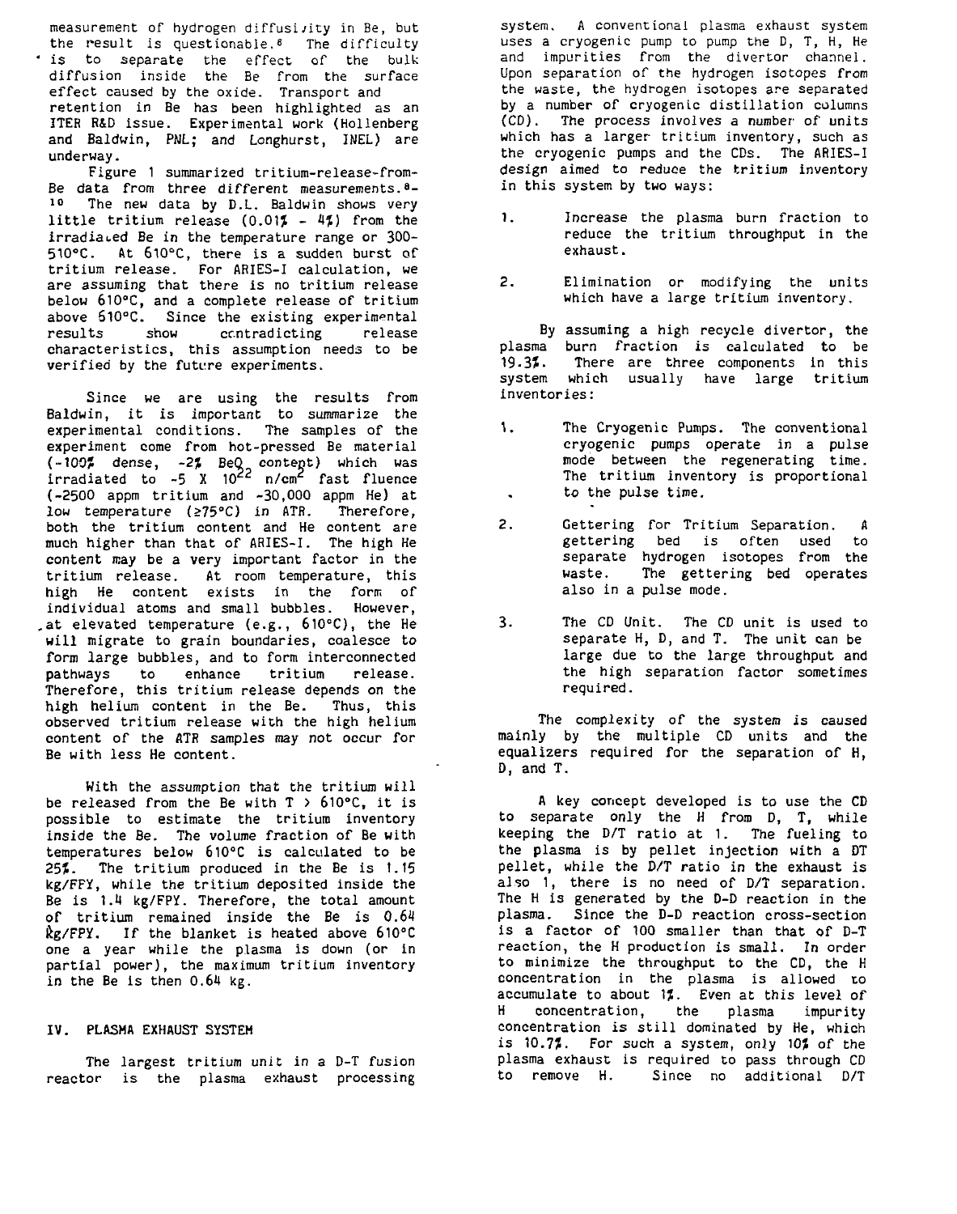measurement of hydrogen diffusivity in Be, but the result is questionable.[6] The difficulty is to separate the effect of the bulk diffusion inside the Be from the surface effect caused by the oxide. Transport and retention in Be has been highlighted as an ITER R&D issue. Experimental work (Hollenberg and Baldwin, PNL; and Longhurst, INEL) are underway.

Figure 1 summarized tritium-release-from-Be data from three different measurements.[8-10] The new data by D.L. Baldwin shows very little tritium release (0.01% - 4%) from the irradiated Be in the temperature range or 300-510°C. At 610°C, there is a sudden burst of tritium release. For ARIES-I calculation, we are assuming that there is no tritium release below 610°C, and a complete release of tritium above 510°C. Since the existing experimental results show contradicting release characteristics, this assumption needs to be verified by the future experiments.

Since we are using the results from Baldwin, it is important to summarize the experimental conditions. The samples of the experiment come from hot-pressed Be material (~100% dense, ~2% $BeO_2$ content) which was irradiated to ~5 X $10^{22}$ n/cm$^2$ fast fluence (~2500 appm tritium and ~30,000 appm He) at low temperature (≥75°C) in ATR. Therefore, both the tritium content and He content are much higher than that of ARIES-I. The high He content may be a very important factor in the tritium release. At room temperature, this high He content exists in the form of individual atoms and small bubbles. However, at elevated temperature (e.g., 610°C), the He will migrate to grain boundaries, coalesce to form large bubbles, and to form interconnected pathways to enhance tritium release. Therefore, this tritium release depends on the high helium content in the Be. Thus, this observed tritium release with the high helium content of the ATR samples may not occur for Be with less He content.

With the assumption that the tritium will be released from the Be with T > 610°C, it is possible to estimate the tritium inventory inside the Be. The volume fraction of Be with temperatures below 610°C is calculated to be 25%. The tritium produced in the Be is 1.15 kg/FPY, while the tritium deposited inside the Be is 1.4 kg/FPY. Therefore, the total amount of tritium remained inside the Be is 0.64 kg/FPY. If the blanket is heated above 610°C one a year while the plasma is down (or in partial power), the maximum tritium inventory in the Be is then 0.64 kg.

## IV. PLASMA EXHAUST SYSTEM

The largest tritium unit in a D-T fusion reactor is the plasma exhaust processing system. A conventional plasma exhaust system uses a cryogenic pump to pump the D, T, H, He and impurities from the divertor channel. Upon separation of the hydrogen isotopes from the waste, the hydrogen isotopes are separated by a number of cryogenic distillation columns (CD). The process involves a number of units which has a larger tritium inventory, such as the cryogenic pumps and the CDs. The ARIES-I design aimed to reduce the tritium inventory in this system by two ways:

1. Increase the plasma burn fraction to reduce the tritium throughput in the exhaust.

2. Elimination or modifying the units which have a large tritium inventory.

By assuming a high recycle divertor, the plasma burn fraction is calculated to be 19.3%. There are three components in this system which usually have large tritium inventories:

1. The Cryogenic Pumps. The conventional cryogenic pumps operate in a pulse mode between the regenerating time. The tritium inventory is proportional to the pulse time.

2. Gettering for Tritium Separation. A gettering bed is often used to separate hydrogen isotopes from the waste. The gettering bed operates also in a pulse mode.

3. The CD Unit. The CD unit is used to separate H, D, and T. The unit can be large due to the large throughput and the high separation factor sometimes required.

The complexity of the system is caused mainly by the multiple CD units and the equalizers required for the separation of H, D, and T.

A key concept developed is to use the CD to separate only the H from D, T, while keeping the D/T ratio at 1. The fueling to the plasma is by pellet injection with a DT pellet, while the D/T ratio in the exhaust is also 1, there is no need of D/T separation. The H is generated by the D-D reaction in the plasma. Since the D-D reaction cross-section is a factor of 100 smaller than that of D-T reaction, the H production is small. In order to minimize the throughput to the CD, the H concentration in the plasma is allowed to accumulate to about 1%. Even at this level of H concentration, the plasma impurity concentration is still dominated by He, which is 10.7%. For such a system, only 10% of the plasma exhaust is required to pass through CD to remove H. Since no additional D/T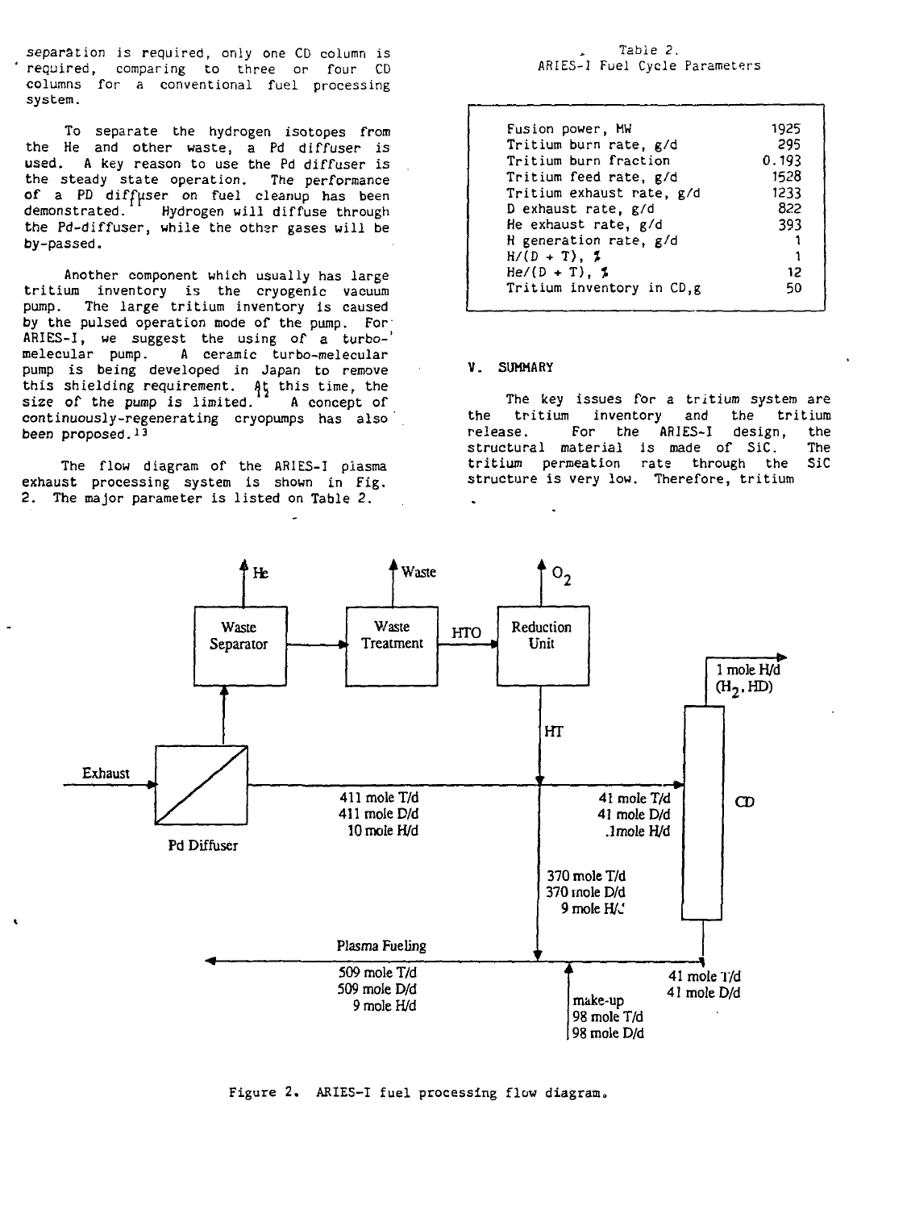separation is required, only one CD column is required, comparing to three or four CD columns for a conventional fuel processing system.

To separate the hydrogen isotopes from the He and other waste, a Pd diffuser is used. A key reason to use the Pd diffuser is the steady state operation. The performance of a PD diffuser on fuel cleanup has been demonstrated.[11] Hydrogen will diffuse through the Pd-diffuser, while the other gases will be by-passed.

Another component which usually has large tritium inventory is the cryogenic vacuum pump. The large tritium inventory is caused by the pulsed operation mode of the pump. For ARIES-I, we suggest the using of a turbo-melecular pump. A ceramic turbo-melecular pump is being developed in Japan to remove this shielding requirement.[12] At this time, the size of the pump is limited. A concept of continuously-regenerating cryopumps has also been proposed.[13]

The flow diagram of the ARIES-I plasma exhaust processing system is shown in Fig. 2. The major parameter is listed on Table 2.

Table 2.
ARIES-I Fuel Cycle Parameters

| | |
|---|---|
| Fusion power, MW | 1925 |
| Tritium burn rate, g/d | 295 |
| Tritium burn fraction | 0.193 |
| Tritium feed rate, g/d | 1528 |
| Tritium exhaust rate, g/d | 1233 |
| D exhaust rate, g/d | 822 |
| He exhaust rate, g/d | 393 |
| H generation rate, g/d | 1 |
| H/(D + T), % | 1 |
| He/(D + T), % | 12 |
| Tritium inventory in CD,g | 50 |

## V. SUMMARY

The key issues for a tritium system are the tritium inventory and the tritium release. For the ARIES-I design, the structural material is made of SiC. The tritium permeation rate through the SiC structure is very low. Therefore, tritium

He | Waste | $O_2$

Waste Separator → Waste Treatment → HTO → Reduction Unit

HT

1 mole H/d ($H_2$, HD)

Exhaust → Pd Diffuser

411 mole T/d
411 mole D/d
10 mole H/d

41 mole T/d
41 mole D/d
.1mole H/d

CD

370 mole T/d
370 mole D/d
9 mole H/d

Plasma Fueling

509 mole T/d
509 mole D/d
9 mole H/d

make-up
98 mole T/d
98 mole D/d

41 mole T/d
41 mole D/d

Figure 2. ARIES-I fuel processing flow diagram.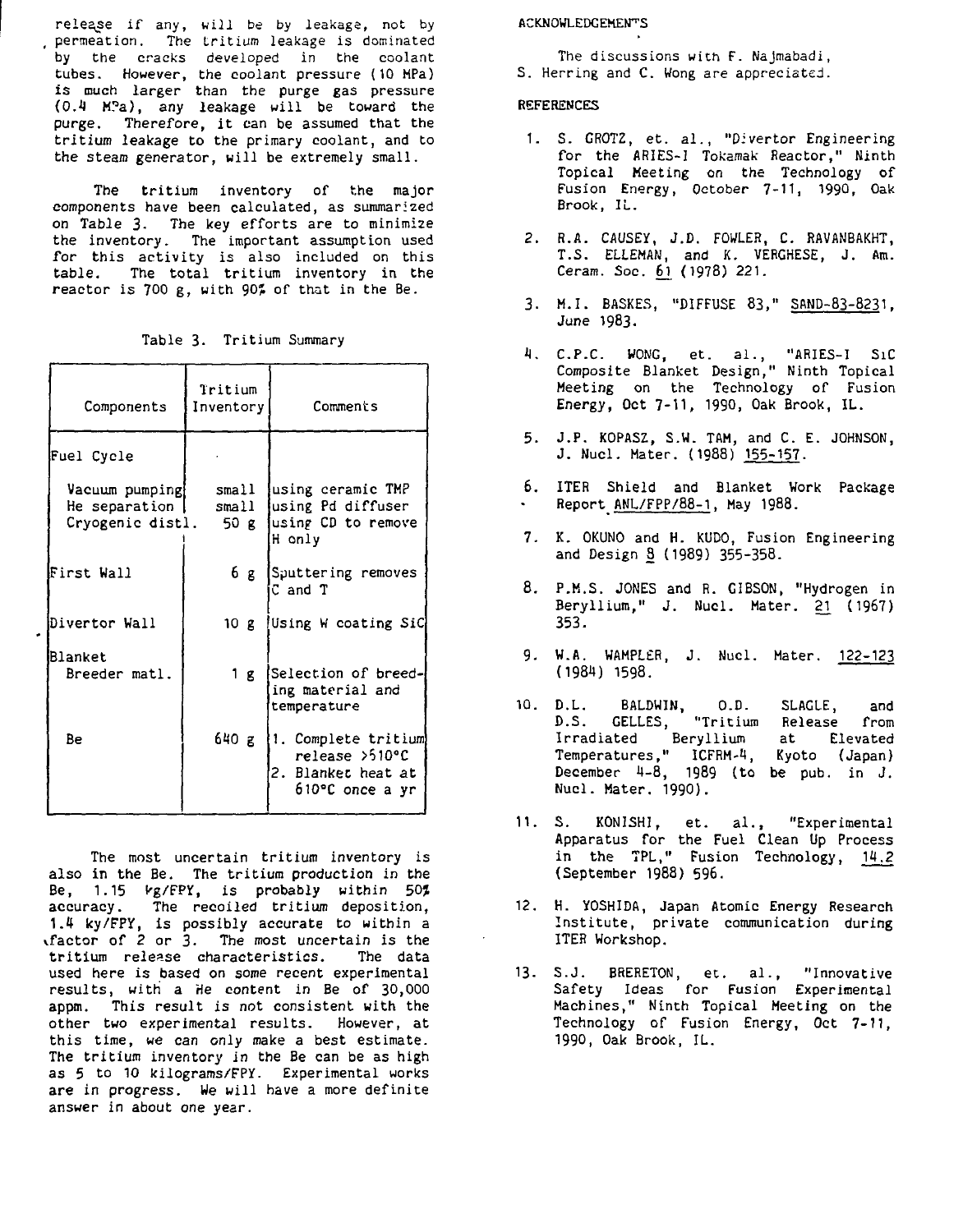release if any, will be by leakage, not by permeation. The tritium leakage is dominated by the cracks developed in the coolant tubes. However, the coolant pressure (10 MPa) is much larger than the purge gas pressure (0.4 MPa), any leakage will be toward the purge. Therefore, it can be assumed that the tritium leakage to the primary coolant, and to the steam generator, will be extremely small.

The tritium inventory of the major components have been calculated, as summarized on Table 3. The key efforts are to minimize the inventory. The important assumption used for this activity is also included on this table. The total tritium inventory in the reactor is 700 g, with 90% of that in the Be.

Table 3. Tritium Summary

| Components | Tritium Inventory | Comments |
|---|---|---|
| Fuel Cycle | | |
| Vacuum pumping | small | using ceramic TMP |
| He separation | small | using Pd diffuser |
| Cryogenic distl. | 50 g | using CD to remove H only |
| First Wall | 6 g | Sputtering removes C and T |
| Divertor Wall | 10 g | Using W coating SiC |
| Blanket | | |
| Breeder matl. | 1 g | Selection of breeding material and temperature |
| Be | 640 g | 1. Complete tritium release >510°C 2. Blanket heat at 610°C once a yr |

The most uncertain tritium inventory is also in the Be. The tritium production in the Be, 1.15 kg/FPY, is probably within 50% accuracy. The recoiled tritium deposition, 1.4 ky/FPY, is possibly accurate to within a factor of 2 or 3. The most uncertain is the tritium release characteristics. The data used here is based on some recent experimental results, with a He content in Be of 30,000 appm. This result is not consistent with the other two experimental results. However, at this time, we can only make a best estimate. The tritium inventory in the Be can be as high as 5 to 10 kilograms/FPY. Experimental works are in progress. We will have a more definite answer in about one year.

## ACKNOWLEDGEMENTS

The discussions with F. Najmabadi, S. Herring and C. Wong are appreciated.

## REFERENCES

1. S. GROTZ, et. al., "Divertor Engineering for the ARIES-I Tokamak Reactor," Ninth Topical Meeting on the Technology of Fusion Energy, October 7-11, 1990, Oak Brook, IL.

2. R.A. CAUSEY, J.D. FOWLER, C. RAVANBAKHT, T.S. ELLEMAN, and K. VERGHESE, J. Am. Ceram. Soc. 61 (1978) 221.

3. M.I. BASKES, "DIFFUSE 83," SAND-83-8231, June 1983.

4. C.P.C. WONG, et. al., "ARIES-I SiC Composite Blanket Design," Ninth Topical Meeting on the Technology of Fusion Energy, Oct 7-11, 1990, Oak Brook, IL.

5. J.P. KOPASZ, S.W. TAM, and C. E. JOHNSON, J. Nucl. Mater. (1988) 155-157.

6. ITER Shield and Blanket Work Package Report ANL/FPP/88-1, May 1988.

7. K. OKUNO and H. KUDO, Fusion Engineering and Design 8 (1989) 355-358.

8. P.M.S. JONES and R. GIBSON, "Hydrogen in Beryllium," J. Nucl. Mater. 21 (1967) 353.

9. W.A. WAMPLER, J. Nucl. Mater. 122-123 (1984) 1598.

10. D.L. BALDWIN, O.D. SLAGLE, and D.S. GELLES, "Tritium Release from Irradiated Beryllium at Elevated Temperatures," ICFRM-4, Kyoto (Japan) December 4-8, 1989 (to be pub. in J. Nucl. Mater. 1990).

11. S. KONISHI, et. al., "Experimental Apparatus for the Fuel Clean Up Process in the TPL," Fusion Technology, 14.2 (September 1988) 596.

12. H. YOSHIDA, Japan Atomic Energy Research Institute, private communication during ITER Workshop.

13. S.J. BRERETON, et. al., "Innovative Safety Ideas for Fusion Experimental Machines," Ninth Topical Meeting on the Technology of Fusion Energy, Oct 7-11, 1990, Oak Brook, IL.